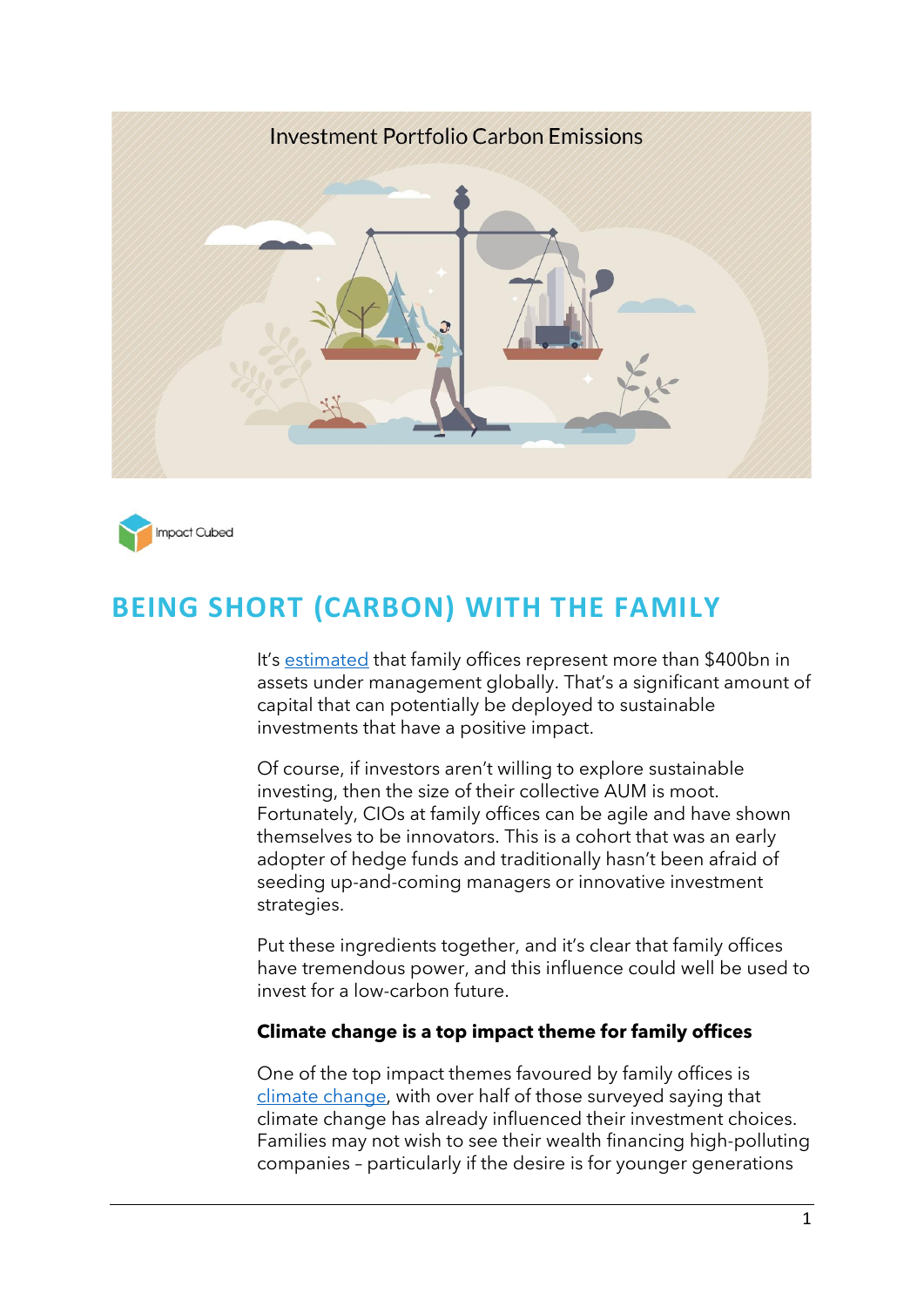# BEING SHORT (CARBON) WITH THE FAMILY

It's estimated that family offices represent more than $400bn in assets under management globally. That's a significant amount of capital that can potentially be deployed to sustainable investments that have a positive impact.

Of course, if investors aren't willing to explore sustainable investing, then the size of their collective AUM is moot. Fortunately, CIOs at family offices can be agile and have shown themselves to be innovators. This is a cohort that was an early adopter of hedge funds and traditionally hasn't been afraid of seeding up-and-coming managers or innovative investment strategies.

Put these ingredients together, and it's clear that family offices have tremendous power, and this influence could well be used to invest for a low-carbon future.

**Climate change is a top impact theme for family offices**

One of the top impact themes favoured by family offices is climate change, with over half of those surveyed saying that climate change has already influenced their investment choices. Families may not wish to see their wealth financing high-polluting companies – particularly if the desire is for younger generations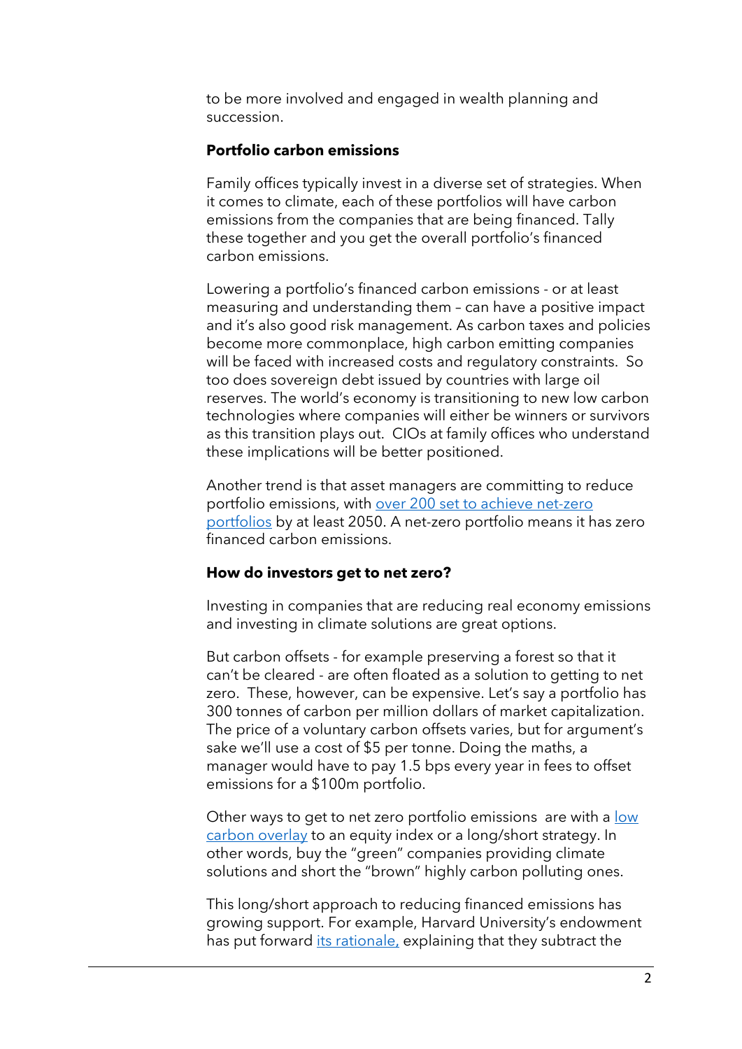to be more involved and engaged in wealth planning and succession.

**Portfolio carbon emissions**

Family offices typically invest in a diverse set of strategies. When it comes to climate, each of these portfolios will have carbon emissions from the companies that are being financed. Tally these together and you get the overall portfolio's financed carbon emissions.

Lowering a portfolio's financed carbon emissions - or at least measuring and understanding them – can have a positive impact and it's also good risk management. As carbon taxes and policies become more commonplace, high carbon emitting companies will be faced with increased costs and regulatory constraints. So too does sovereign debt issued by countries with large oil reserves. The world's economy is transitioning to new low carbon technologies where companies will either be winners or survivors as this transition plays out. CIOs at family offices who understand these implications will be better positioned.

Another trend is that asset managers are committing to reduce portfolio emissions, with over 200 set to achieve net-zero portfolios by at least 2050. A net-zero portfolio means it has zero financed carbon emissions.

**How do investors get to net zero?**

Investing in companies that are reducing real economy emissions and investing in climate solutions are great options.

But carbon offsets - for example preserving a forest so that it can't be cleared - are often floated as a solution to getting to net zero. These, however, can be expensive. Let's say a portfolio has 300 tonnes of carbon per million dollars of market capitalization. The price of a voluntary carbon offsets varies, but for argument's sake we'll use a cost of $5 per tonne. Doing the maths, a manager would have to pay 1.5 bps every year in fees to offset emissions for a $100m portfolio.

Other ways to get to net zero portfolio emissions are with a low carbon overlay to an equity index or a long/short strategy. In other words, buy the "green" companies providing climate solutions and short the "brown" highly carbon polluting ones.

This long/short approach to reducing financed emissions has growing support. For example, Harvard University's endowment has put forward its rationale, explaining that they subtract the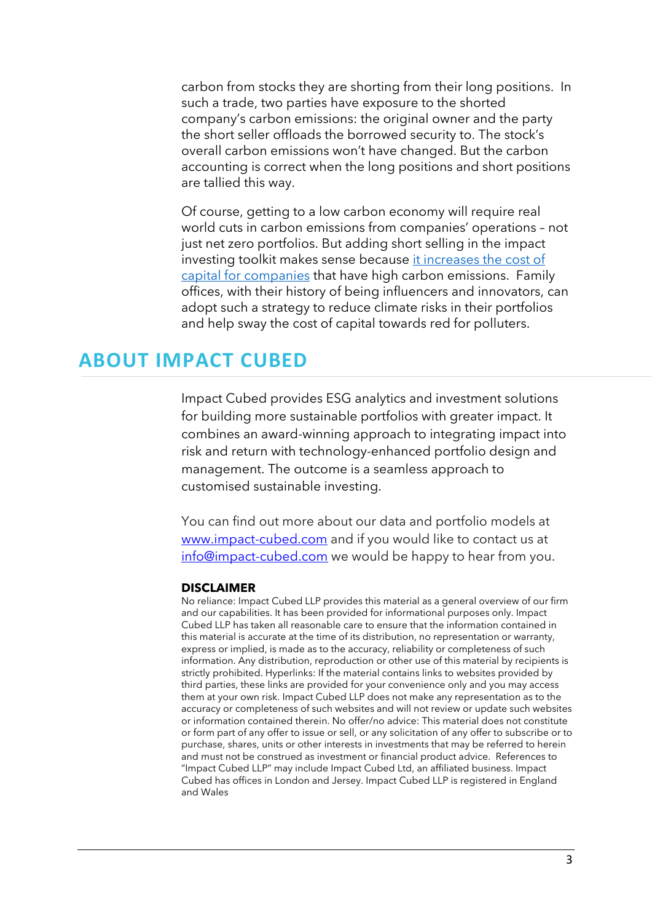carbon from stocks they are shorting from their long positions. In such a trade, two parties have exposure to the shorted company's carbon emissions: the original owner and the party the short seller offloads the borrowed security to. The stock's overall carbon emissions won't have changed. But the carbon accounting is correct when the long positions and short positions are tallied this way.

Of course, getting to a low carbon economy will require real world cuts in carbon emissions from companies' operations – not just net zero portfolios. But adding short selling in the impact investing toolkit makes sense because it increases the cost of capital for companies that have high carbon emissions. Family offices, with their history of being influencers and innovators, can adopt such a strategy to reduce climate risks in their portfolios and help sway the cost of capital towards red for polluters.

## ABOUT IMPACT CUBED

Impact Cubed provides ESG analytics and investment solutions for building more sustainable portfolios with greater impact. It combines an award-winning approach to integrating impact into risk and return with technology-enhanced portfolio design and management. The outcome is a seamless approach to customised sustainable investing.

You can find out more about our data and portfolio models at www.impact-cubed.com and if you would like to contact us at info@impact-cubed.com we would be happy to hear from you.

**DISCLAIMER**

No reliance: Impact Cubed LLP provides this material as a general overview of our firm and our capabilities. It has been provided for informational purposes only. Impact Cubed LLP has taken all reasonable care to ensure that the information contained in this material is accurate at the time of its distribution, no representation or warranty, express or implied, is made as to the accuracy, reliability or completeness of such information. Any distribution, reproduction or other use of this material by recipients is strictly prohibited. Hyperlinks: If the material contains links to websites provided by third parties, these links are provided for your convenience only and you may access them at your own risk. Impact Cubed LLP does not make any representation as to the accuracy or completeness of such websites and will not review or update such websites or information contained therein. No offer/no advice: This material does not constitute or form part of any offer to issue or sell, or any solicitation of any offer to subscribe or to purchase, shares, units or other interests in investments that may be referred to herein and must not be construed as investment or financial product advice. References to "Impact Cubed LLP" may include Impact Cubed Ltd, an affiliated business. Impact Cubed has offices in London and Jersey. Impact Cubed LLP is registered in England and Wales